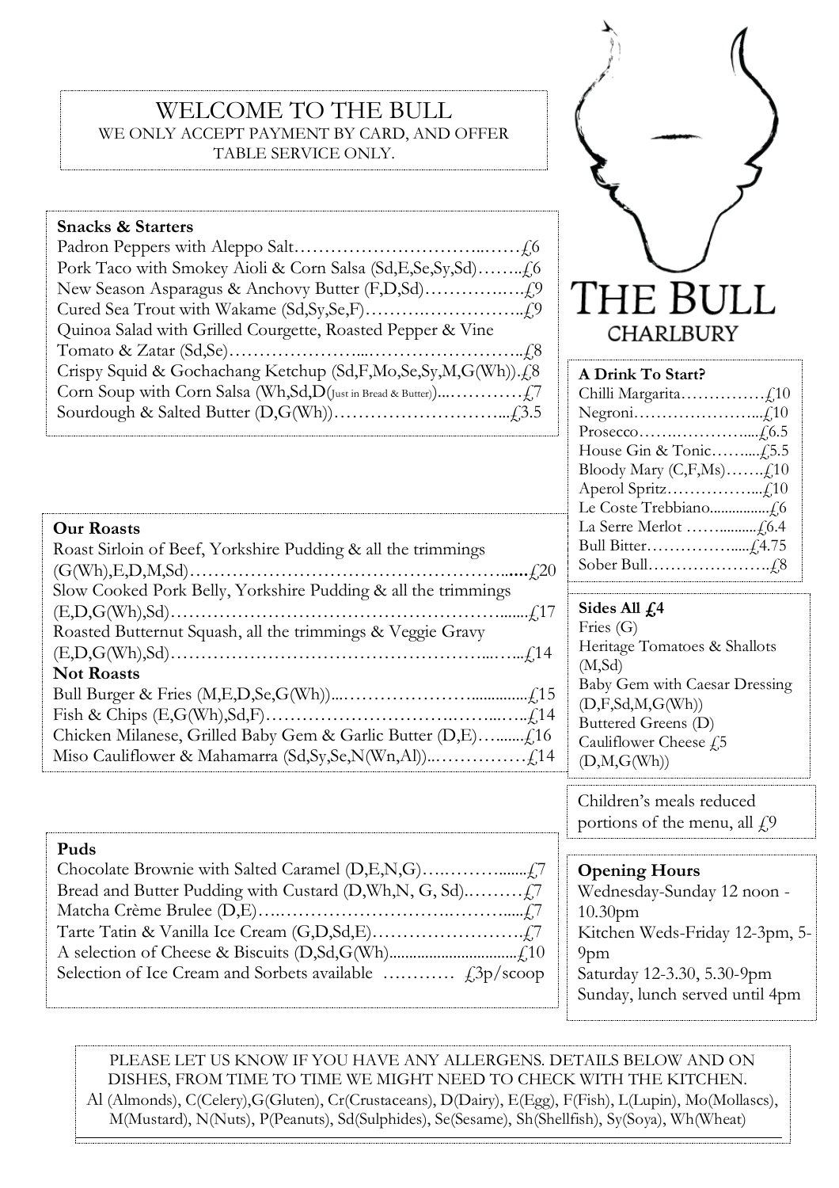# WELCOME TO THE BULL

WE ONLY ACCEPT PAYMENT BY CARD, AND OFFER TABLE SERVICE ONLY.

# THE BULL
## CHARLBURY

### Snacks & Starters

Padron Peppers with Aleppo Salt……………………………..……£6
Pork Taco with Smokey Aioli & Corn Salsa (Sd,E,Se,Sy,Sd)……..£6
New Season Asparagus & Anchovy Butter (F,D,Sd)……………..£9
Cured Sea Trout with Wakame (Sd,Sy,Se,F)……….……………..£9
Quinoa Salad with Grilled Courgette, Roasted Pepper & Vine Tomato & Zatar (Sd,Se)…………………...……………………..£8
Crispy Squid & Gochachang Ketchup (Sd,F,Mo,Se,Sy,M,G(Wh)).£8
Corn Soup with Corn Salsa (Wh,Sd,D(Just in Bread & Butter))...…………£7
Sourdough & Salted Butter (D,G(Wh))………………………...£3.5

### A Drink To Start?

Chilli Margarita……………£10
Negroni…………………...£10
Prosecco…….…………....£6.5
House Gin & Tonic……....£5.5
Bloody Mary (C,F,Ms)…….£10
Aperol Spritz……………...£10
Le Coste Trebbiano................£6
La Serre Merlot ……..........£6.4
Bull Bitter……………......£4.75
Sober Bull………………….£8

### Our Roasts

Roast Sirloin of Beef, Yorkshire Pudding & all the trimmings (G(Wh),E,D,M,Sd)…………………………………………......£20
Slow Cooked Pork Belly, Yorkshire Pudding & all the trimmings (E,D,G(Wh),Sd)……………………………………………........£17
Roasted Butternut Squash, all the trimmings & Veggie Gravy (E,D,G(Wh),Sd)…………………………………………...…...£14

### Not Roasts

Bull Burger & Fries (M,E,D,Se,G(Wh))...…………………...............£15
Fish & Chips (E,G(Wh),Sd,F)……………………………...…...£14
Chicken Milanese, Grilled Baby Gem & Garlic Butter (D,E)…......£16
Miso Cauliflower & Mahamarra (Sd,Sy,Se,N(Wn,Al))..……………£14

### Sides All £4

Fries (G)
Heritage Tomatoes & Shallots (M,Sd)
Baby Gem with Caesar Dressing (D,F,Sd,M,G(Wh))
Buttered Greens (D)
Cauliflower Cheese £5 (D,M,G(Wh))

Children's meals reduced portions of the menu, all £9

### Puds

Chocolate Brownie with Salted Caramel (D,E,N,G)…..……….......£7
Bread and Butter Pudding with Custard (D,Wh,N, G, Sd).………£7
Matcha Crème Brulee (D,E)…..…………………….……….....£7
Tarte Tatin & Vanilla Ice Cream (G,D,Sd,E)…………………….£7
A selection of Cheese & Biscuits (D,Sd,G(Wh)................................£10
Selection of Ice Cream and Sorbets available ………… £3p/scoop

### Opening Hours

Wednesday-Sunday 12 noon - 10.30pm
Kitchen Weds-Friday 12-3pm, 5-9pm
Saturday 12-3.30, 5.30-9pm
Sunday, lunch served until 4pm

PLEASE LET US KNOW IF YOU HAVE ANY ALLERGENS. DETAILS BELOW AND ON DISHES, FROM TIME TO TIME WE MIGHT NEED TO CHECK WITH THE KITCHEN.
Al (Almonds), C(Celery),G(Gluten), Cr(Crustaceans), D(Dairy), E(Egg), F(Fish), L(Lupin), Mo(Mollascs), M(Mustard), N(Nuts), P(Peanuts), Sd(Sulphides), Se(Sesame), Sh(Shellfish), Sy(Soya), Wh(Wheat)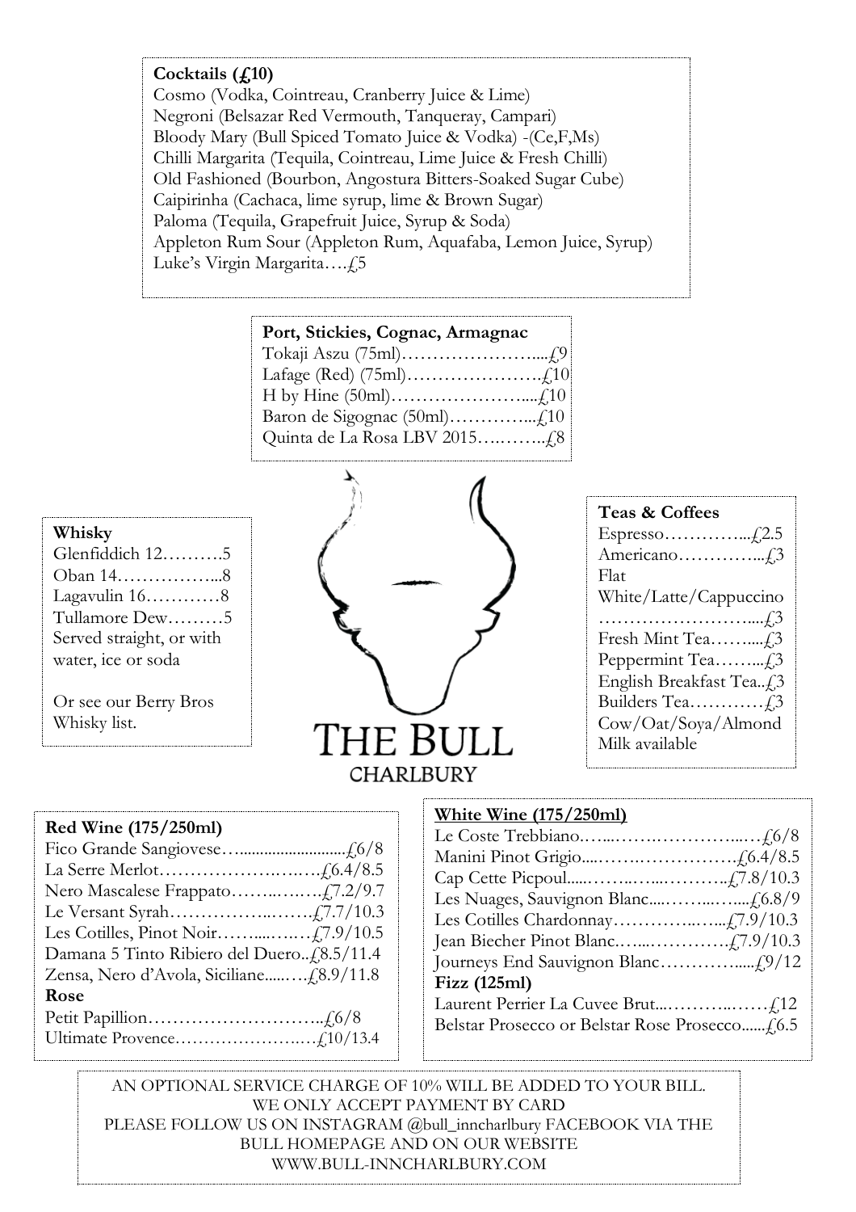## Cocktails (£10)

Cosmo (Vodka, Cointreau, Cranberry Juice & Lime)
Negroni (Belsazar Red Vermouth, Tanqueray, Campari)
Bloody Mary (Bull Spiced Tomato Juice & Vodka) -(Ce,F,Ms)
Chilli Margarita (Tequila, Cointreau, Lime Juice & Fresh Chilli)
Old Fashioned (Bourbon, Angostura Bitters-Soaked Sugar Cube)
Caipirinha (Cachaca, lime syrup, lime & Brown Sugar)
Paloma (Tequila, Grapefruit Juice, Syrup & Soda)
Appleton Rum Sour (Appleton Rum, Aquafaba, Lemon Juice, Syrup)
Luke's Virgin Margarita….£5

## Port, Stickies, Cognac, Armagnac

Tokaji Aszu (75ml)…………………....£9
Lafage (Red) (75ml)………………….£10
H by Hine (50ml)…………………....£10
Baron de Sigognac (50ml)…………...£10
Quinta de La Rosa LBV 2015….……..£8

## Whisky

Glenfiddich 12……….5
Oban 14……………...8
Lagavulin 16…………8
Tullamore Dew………5
Served straight, or with water, ice or soda

Or see our Berry Bros Whisky list.

THE BULL
CHARLBURY

## Teas & Coffees

Espresso…………...£2.5
Americano…………...£3
Flat White/Latte/Cappuccino ……………………....£3
Fresh Mint Tea……....£3
Peppermint Tea……...£3
English Breakfast Tea..£3
Builders Tea…………£3
Cow/Oat/Soya/Almond Milk available

## Red Wine (175/250ml)

Fico Grande Sangiovese…........................£6/8
La Serre Merlot………………….….…£6.4/8.5
Nero Mascalese Frappato……..….….£7.2/9.7
Le Versant Syrah……………..……..£7.7/10.3
Les Cotilles, Pinot Noir……....….…£7.9/10.5
Damana 5 Tinto Ribiero del Duero..£8.5/11.4
Zensa, Nero d'Avola, Siciliane.....….£8.9/11.8

**Rose**

Petit Papillion………………………...£6/8
Ultimate Provence…………………..…£10/13.4

## White Wine (175/250ml)

Le Coste Trebbiano.…...…….………….....…£6/8
Manini Pinot Grigio....…….…………….£6.4/8.5
Cap Cette Picpoul.....……..…...……….£7.8/10.3
Les Nuages, Sauvignon Blanc....……...…...£6.8/9
Les Cotilles Chardonnay…………..…...£7.9/10.3
Jean Biecher Pinot Blanc.…...………….£7.9/10.3
Journeys End Sauvignon Blanc…………....£9/12

**Fizz (125ml)**

Laurent Perrier La Cuvee Brut...………..……£12
Belstar Prosecco or Belstar Rose Prosecco......£6.5

AN OPTIONAL SERVICE CHARGE OF 10% WILL BE ADDED TO YOUR BILL.
WE ONLY ACCEPT PAYMENT BY CARD
PLEASE FOLLOW US ON INSTAGRAM @bull_innCharlbury FACEBOOK VIA THE BULL HOMEPAGE AND ON OUR WEBSITE
WWW.BULL-INNCHARLBURY.COM